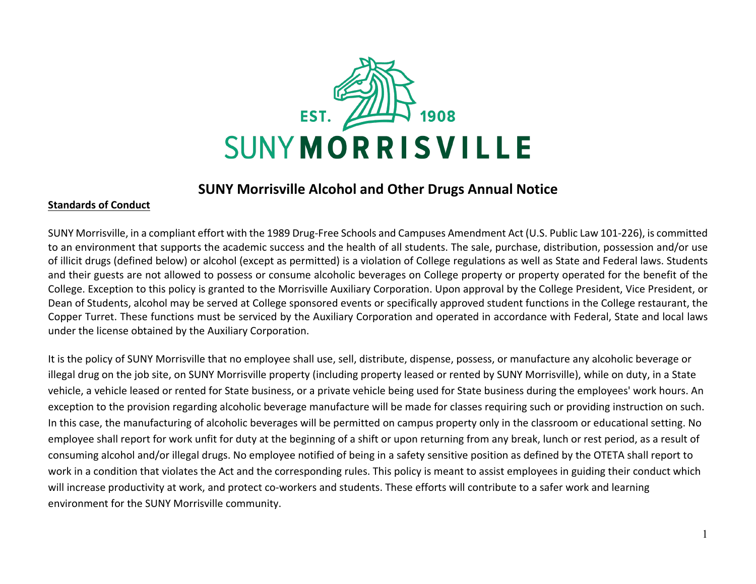# SUNY Morrisville Alcohol and Other Drugs Annual Notice

**Standards of Conduct**

SUNY Morrisville, in a compliant effort with the 1989 Drug-Free Schools and Campuses Amendment Act (U.S. Public Law 101-226), is committed to an environment that supports the academic success and the health of all students. The sale, purchase, distribution, possession and/or use of illicit drugs (defined below) or alcohol (except as permitted) is a violation of College regulations as well as State and Federal laws. Students and their guests are not allowed to possess or consume alcoholic beverages on College property or property operated for the benefit of the College. Exception to this policy is granted to the Morrisville Auxiliary Corporation. Upon approval by the College President, Vice President, or Dean of Students, alcohol may be served at College sponsored events or specifically approved student functions in the College restaurant, the Copper Turret. These functions must be serviced by the Auxiliary Corporation and operated in accordance with Federal, State and local laws under the license obtained by the Auxiliary Corporation.

It is the policy of SUNY Morrisville that no employee shall use, sell, distribute, dispense, possess, or manufacture any alcoholic beverage or illegal drug on the job site, on SUNY Morrisville property (including property leased or rented by SUNY Morrisville), while on duty, in a State vehicle, a vehicle leased or rented for State business, or a private vehicle being used for State business during the employees' work hours. An exception to the provision regarding alcoholic beverage manufacture will be made for classes requiring such or providing instruction on such. In this case, the manufacturing of alcoholic beverages will be permitted on campus property only in the classroom or educational setting. No employee shall report for work unfit for duty at the beginning of a shift or upon returning from any break, lunch or rest period, as a result of consuming alcohol and/or illegal drugs. No employee notified of being in a safety sensitive position as defined by the OTETA shall report to work in a condition that violates the Act and the corresponding rules. This policy is meant to assist employees in guiding their conduct which will increase productivity at work, and protect co-workers and students. These efforts will contribute to a safer work and learning environment for the SUNY Morrisville community.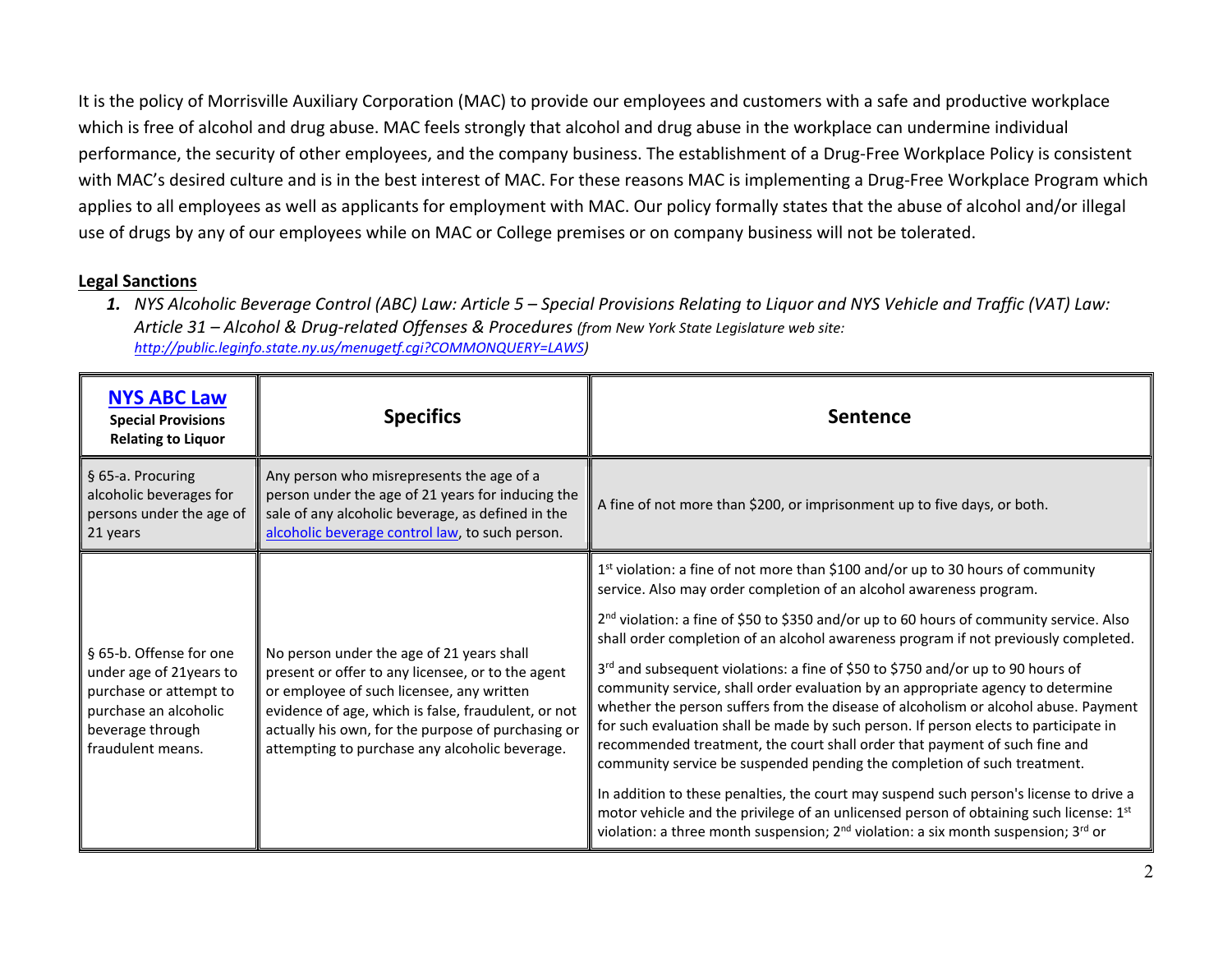It is the policy of Morrisville Auxiliary Corporation (MAC) to provide our employees and customers with a safe and productive workplace which is free of alcohol and drug abuse. MAC feels strongly that alcohol and drug abuse in the workplace can undermine individual performance, the security of other employees, and the company business. The establishment of a Drug-Free Workplace Policy is consistent with MAC's desired culture and is in the best interest of MAC. For these reasons MAC is implementing a Drug-Free Workplace Program which applies to all employees as well as applicants for employment with MAC. Our policy formally states that the abuse of alcohol and/or illegal use of drugs by any of our employees while on MAC or College premises or on company business will not be tolerated.

**Legal Sanctions**

1. ***NYS Alcoholic Beverage Control (ABC) Law: Article 5 – Special Provisions Relating to Liquor and NYS Vehicle and Traffic (VAT) Law: Article 31 – Alcohol & Drug-related Offenses & Procedures*** *(from New York State Legislature web site: http://public.leginfo.state.ny.us/menugetf.cgi?COMMONQUERY=LAWS)*

| **NYS ABC Law** **Special Provisions Relating to Liquor** | **Specifics** | **Sentence** |
|---|---|---|
| § 65-a. Procuring alcoholic beverages for persons under the age of 21 years | Any person who misrepresents the age of a person under the age of 21 years for inducing the sale of any alcoholic beverage, as defined in the alcoholic beverage control law, to such person. | A fine of not more than $200, or imprisonment up to five days, or both. |
| § 65-b. Offense for one under age of 21years to purchase or attempt to purchase an alcoholic beverage through fraudulent means. | No person under the age of 21 years shall present or offer to any licensee, or to the agent or employee of such licensee, any written evidence of age, which is false, fraudulent, or not actually his own, for the purpose of purchasing or attempting to purchase any alcoholic beverage. | 1st violation: a fine of not more than $100 and/or up to 30 hours of community service. Also may order completion of an alcohol awareness program.<br><br>2nd violation: a fine of $50 to $350 and/or up to 60 hours of community service. Also shall order completion of an alcohol awareness program if not previously completed.<br><br>3rd and subsequent violations: a fine of $50 to $750 and/or up to 90 hours of community service, shall order evaluation by an appropriate agency to determine whether the person suffers from the disease of alcoholism or alcohol abuse. Payment for such evaluation shall be made by such person. If person elects to participate in recommended treatment, the court shall order that payment of such fine and community service be suspended pending the completion of such treatment.<br><br>In addition to these penalties, the court may suspend such person's license to drive a motor vehicle and the privilege of an unlicensed person of obtaining such license: 1st violation: a three month suspension; 2nd violation: a six month suspension; 3rd or |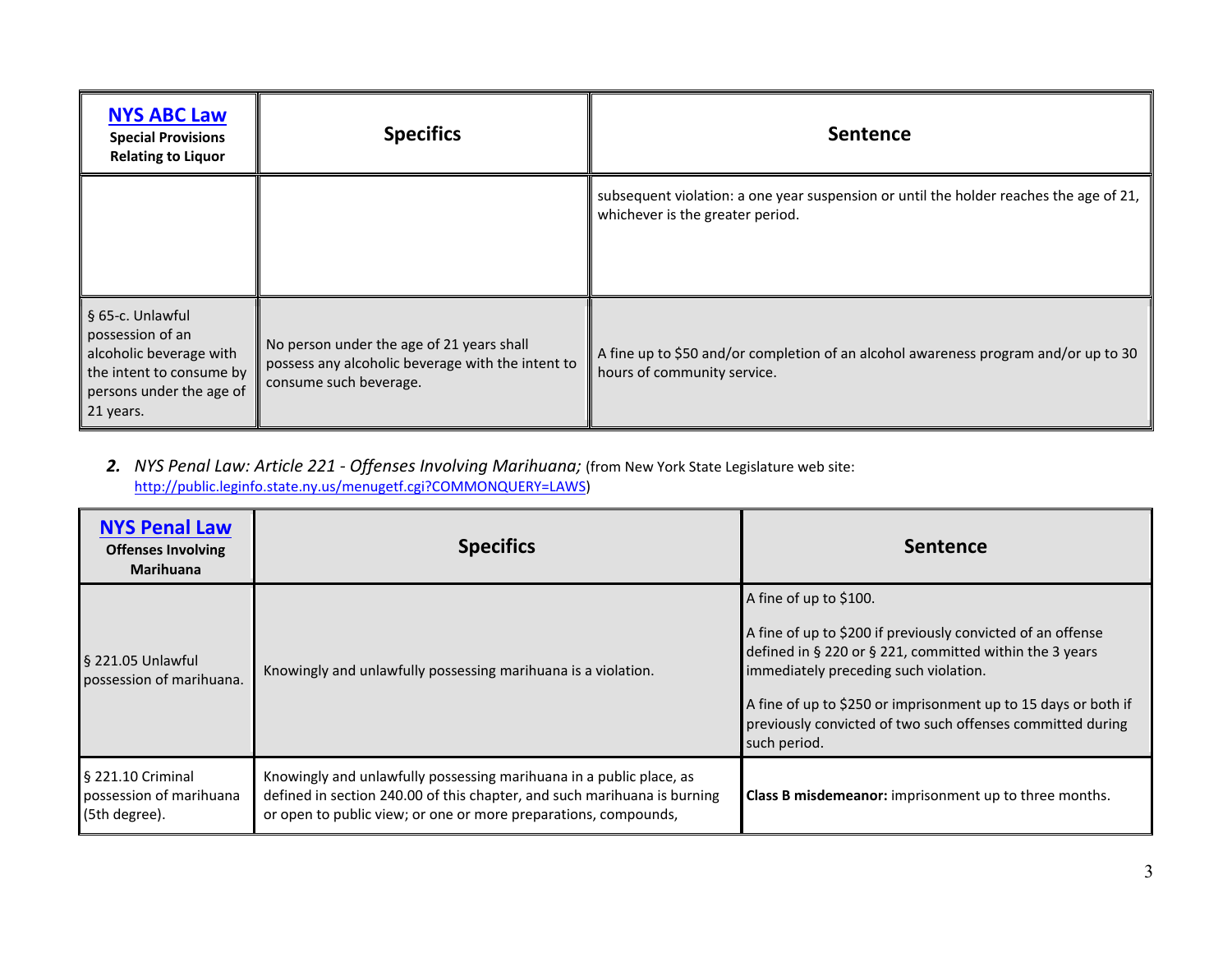| [NYS ABC Law](#) Special Provisions Relating to Liquor | Specifics | Sentence |
|---|---|---|
| | | subsequent violation: a one year suspension or until the holder reaches the age of 21, whichever is the greater period. |
| § 65-c. Unlawful possession of an alcoholic beverage with the intent to consume by persons under the age of 21 years. | No person under the age of 21 years shall possess any alcoholic beverage with the intent to consume such beverage. | A fine up to $50 and/or completion of an alcohol awareness program and/or up to 30 hours of community service. |

**2.** *NYS Penal Law: Article 221 - Offenses Involving Marihuana;* (from New York State Legislature web site: [http://public.leginfo.state.ny.us/menugetf.cgi?COMMONQUERY=LAWS](http://public.leginfo.state.ny.us/menugetf.cgi?COMMONQUERY=LAWS))

| [NYS Penal Law](#) Offenses Involving Marihuana | Specifics | Sentence |
|---|---|---|
| § 221.05 Unlawful possession of marihuana. | Knowingly and unlawfully possessing marihuana is a violation. | A fine of up to $100.<br><br>A fine of up to $200 if previously convicted of an offense defined in § 220 or § 221, committed within the 3 years immediately preceding such violation.<br><br>A fine of up to $250 or imprisonment up to 15 days or both if previously convicted of two such offenses committed during such period. |
| § 221.10 Criminal possession of marihuana (5th degree). | Knowingly and unlawfully possessing marihuana in a public place, as defined in section 240.00 of this chapter, and such marihuana is burning or open to public view; or one or more preparations, compounds, | **Class B misdemeanor:** imprisonment up to three months. |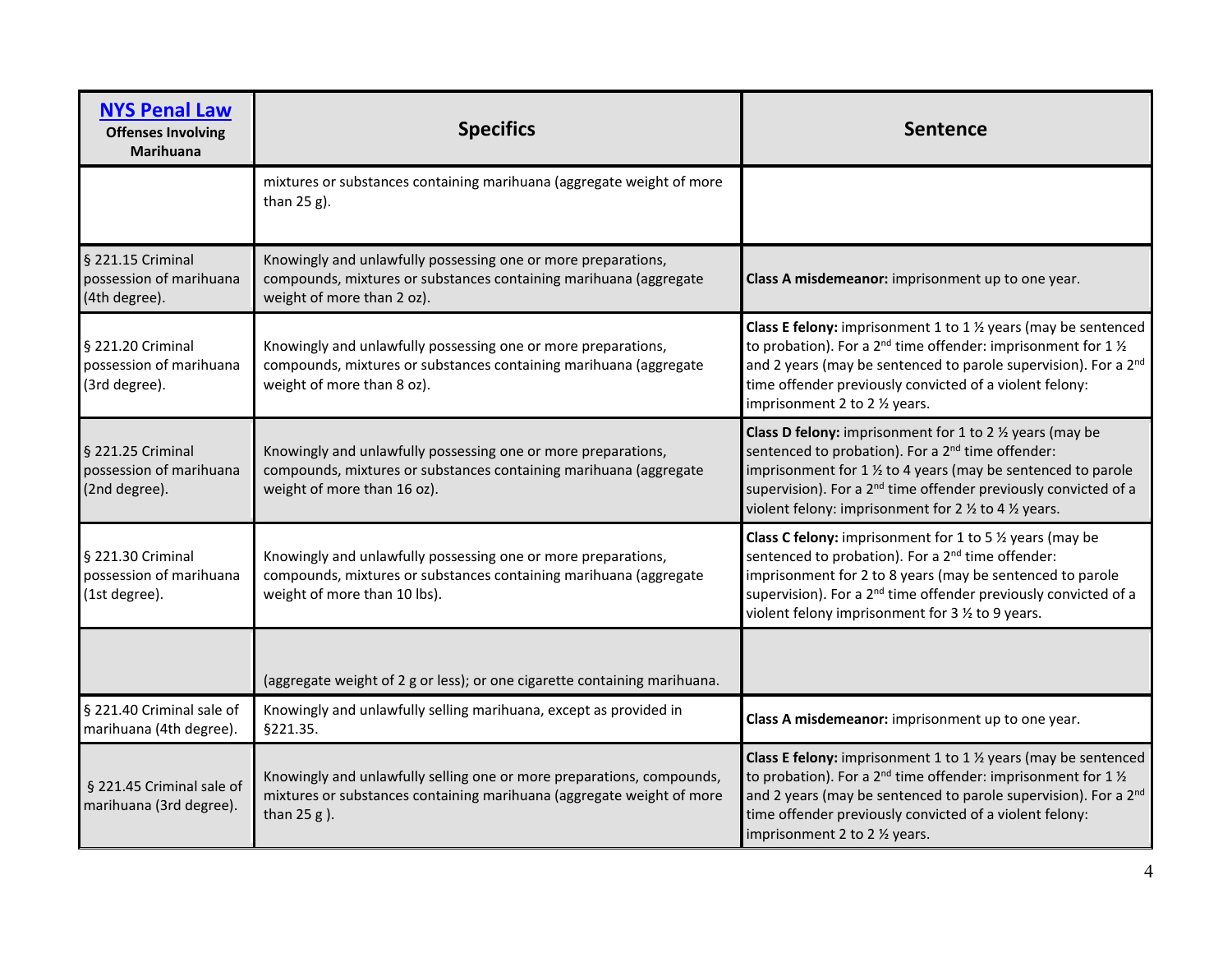| [NYS Penal Law](#) Offenses Involving Marihuana | Specifics | Sentence |
|---|---|---|
| | mixtures or substances containing marihuana (aggregate weight of more than 25 g). | |
| § 221.15 Criminal possession of marihuana (4th degree). | Knowingly and unlawfully possessing one or more preparations, compounds, mixtures or substances containing marihuana (aggregate weight of more than 2 oz). | **Class A misdemeanor:** imprisonment up to one year. |
| § 221.20 Criminal possession of marihuana (3rd degree). | Knowingly and unlawfully possessing one or more preparations, compounds, mixtures or substances containing marihuana (aggregate weight of more than 8 oz). | **Class E felony:** imprisonment 1 to 1 ½ years (may be sentenced to probation). For a 2nd time offender: imprisonment for 1 ½ and 2 years (may be sentenced to parole supervision). For a 2nd time offender previously convicted of a violent felony: imprisonment 2 to 2 ½ years. |
| § 221.25 Criminal possession of marihuana (2nd degree). | Knowingly and unlawfully possessing one or more preparations, compounds, mixtures or substances containing marihuana (aggregate weight of more than 16 oz). | **Class D felony:** imprisonment for 1 to 2 ½ years (may be sentenced to probation). For a 2nd time offender: imprisonment for 1 ½ to 4 years (may be sentenced to parole supervision). For a 2nd time offender previously convicted of a violent felony: imprisonment for 2 ½ to 4 ½ years. |
| § 221.30 Criminal possession of marihuana (1st degree). | Knowingly and unlawfully possessing one or more preparations, compounds, mixtures or substances containing marihuana (aggregate weight of more than 10 lbs). | **Class C felony:** imprisonment for 1 to 5 ½ years (may be sentenced to probation). For a 2nd time offender: imprisonment for 2 to 8 years (may be sentenced to parole supervision). For a 2nd time offender previously convicted of a violent felony imprisonment for 3 ½ to 9 years. |
| | (aggregate weight of 2 g or less); or one cigarette containing marihuana. | |
| § 221.40 Criminal sale of marihuana (4th degree). | Knowingly and unlawfully selling marihuana, except as provided in §221.35. | **Class A misdemeanor:** imprisonment up to one year. |
| § 221.45 Criminal sale of marihuana (3rd degree). | Knowingly and unlawfully selling one or more preparations, compounds, mixtures or substances containing marihuana (aggregate weight of more than 25 g ). | **Class E felony:** imprisonment 1 to 1 ½ years (may be sentenced to probation). For a 2nd time offender: imprisonment for 1 ½ and 2 years (may be sentenced to parole supervision). For a 2nd time offender previously convicted of a violent felony: imprisonment 2 to 2 ½ years. |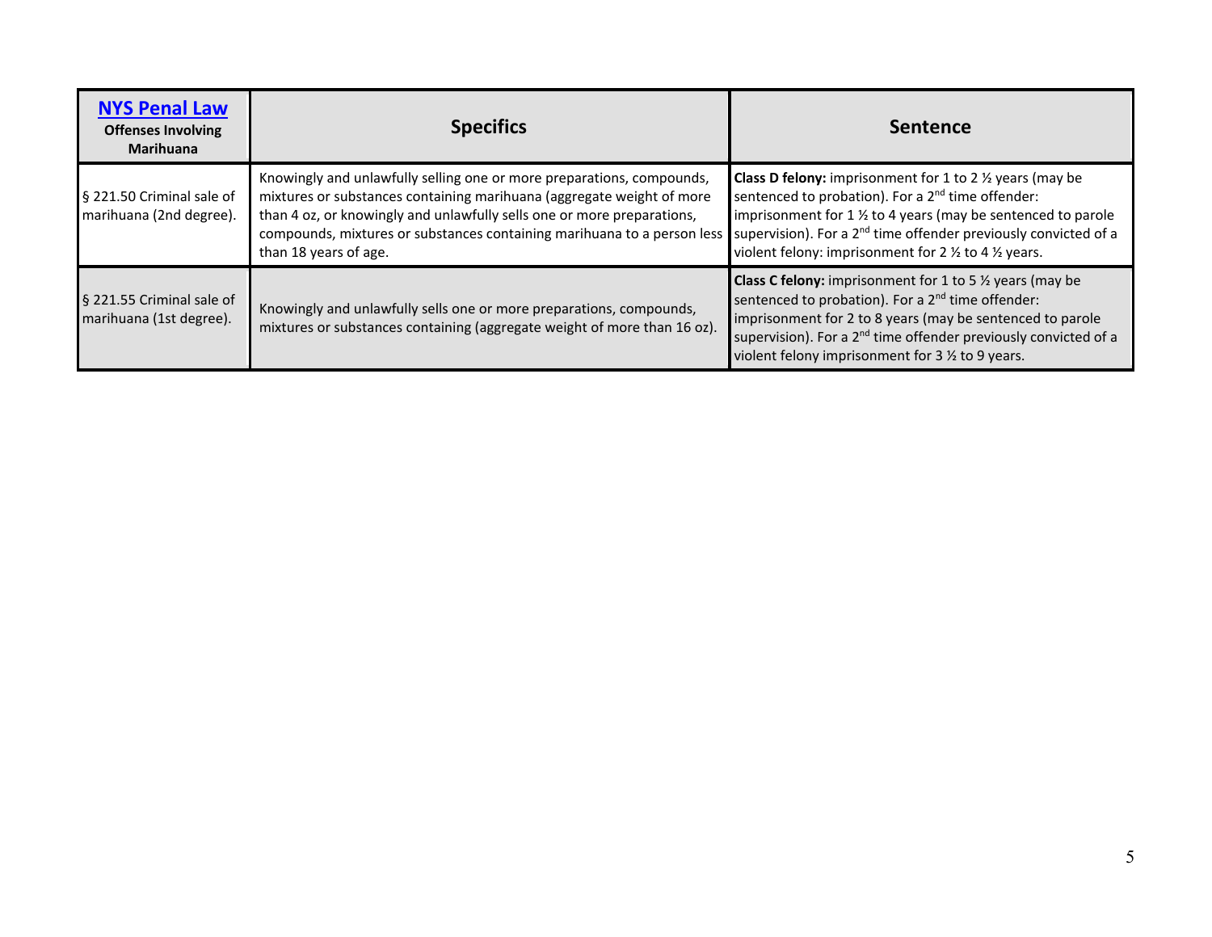| [NYS Penal Law](#) **Offenses Involving Marihuana** | **Specifics** | **Sentence** |
|---|---|---|
| § 221.50 Criminal sale of marihuana (2nd degree). | Knowingly and unlawfully selling one or more preparations, compounds, mixtures or substances containing marihuana (aggregate weight of more than 4 oz, or knowingly and unlawfully sells one or more preparations, compounds, mixtures or substances containing marihuana to a person less than 18 years of age. | **Class D felony:** imprisonment for 1 to 2 ½ years (may be sentenced to probation). For a 2nd time offender: imprisonment for 1 ½ to 4 years (may be sentenced to parole supervision). For a 2nd time offender previously convicted of a violent felony: imprisonment for 2 ½ to 4 ½ years. |
| § 221.55 Criminal sale of marihuana (1st degree). | Knowingly and unlawfully sells one or more preparations, compounds, mixtures or substances containing (aggregate weight of more than 16 oz). | **Class C felony:** imprisonment for 1 to 5 ½ years (may be sentenced to probation). For a 2nd time offender: imprisonment for 2 to 8 years (may be sentenced to parole supervision). For a 2nd time offender previously convicted of a violent felony imprisonment for 3 ½ to 9 years. |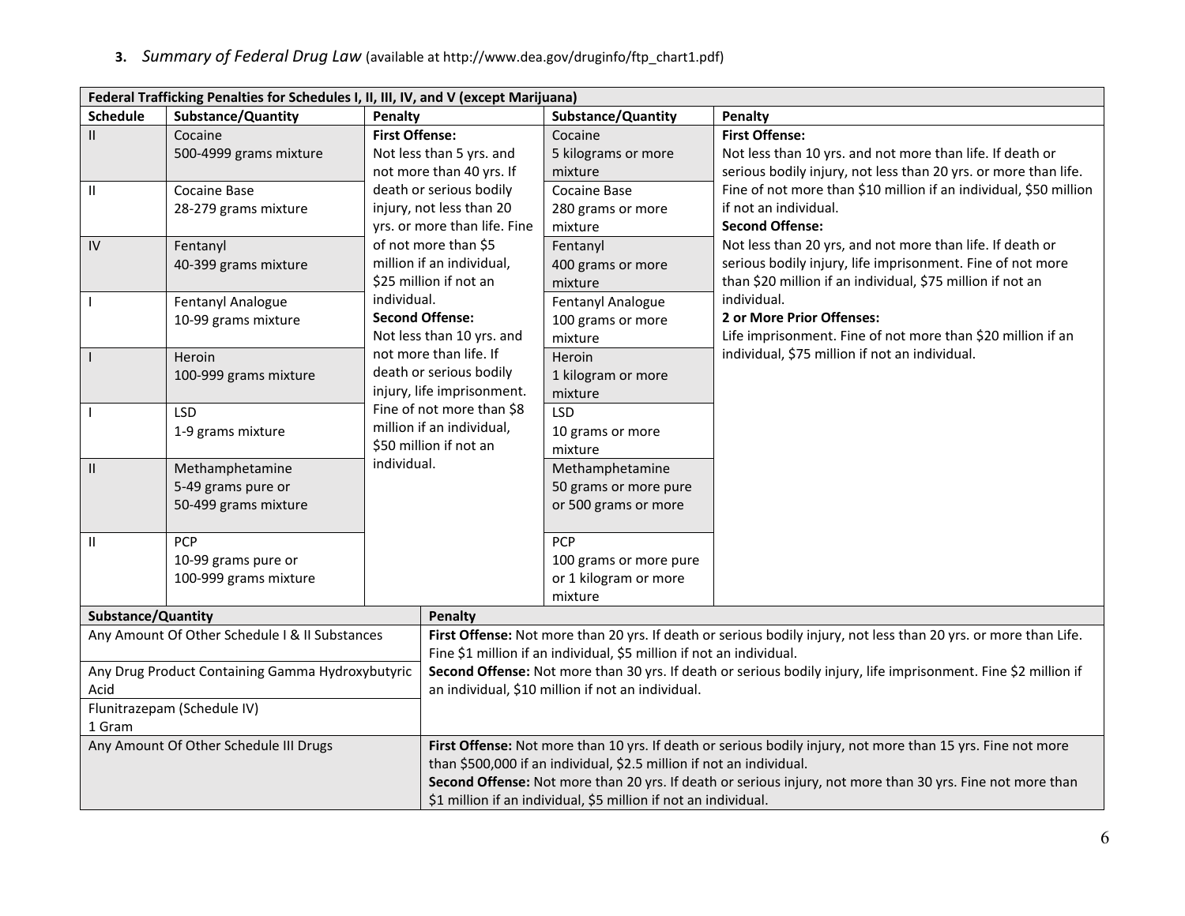3. *Summary of Federal Drug Law* (available at http://www.dea.gov/druginfo/ftp_chart1.pdf)

| Federal Trafficking Penalties for Schedules I, II, III, IV, and V (except Marijuana) | | | | |
|---|---|---|---|---|
| **Schedule** | **Substance/Quantity** | **Penalty** | **Substance/Quantity** | **Penalty** |
| II | Cocaine<br>500-4999 grams mixture | **First Offense:**<br>Not less than 5 yrs. and not more than 40 yrs. If death or serious bodily injury, not less than 20 yrs. or more than life. Fine of not more than $5 million if an individual, $25 million if not an individual.<br>**Second Offense:**<br>Not less than 10 yrs. and not more than life. If death or serious bodily injury, life imprisonment. Fine of not more than $8 million if an individual, $50 million if not an individual. | Cocaine<br>5 kilograms or more mixture | **First Offense:**<br>Not less than 10 yrs. and not more than life. If death or serious bodily injury, not less than 20 yrs. or more than life. Fine of not more than $10 million if an individual, $50 million if not an individual.<br>**Second Offense:**<br>Not less than 20 yrs, and not more than life. If death or serious bodily injury, life imprisonment. Fine of not more than $20 million if an individual, $75 million if not an individual.<br>**2 or More Prior Offenses:**<br>Life imprisonment. Fine of not more than $20 million if an individual, $75 million if not an individual. |
| II | Cocaine Base<br>28-279 grams mixture | | Cocaine Base<br>280 grams or more mixture | |
| IV | Fentanyl<br>40-399 grams mixture | | Fentanyl<br>400 grams or more mixture | |
| I | Fentanyl Analogue<br>10-99 grams mixture | | Fentanyl Analogue<br>100 grams or more mixture | |
| I | Heroin<br>100-999 grams mixture | | Heroin<br>1 kilogram or more mixture | |
| I | LSD<br>1-9 grams mixture | | LSD<br>10 grams or more mixture | |
| II | Methamphetamine<br>5-49 grams pure or<br>50-499 grams mixture | | Methamphetamine<br>50 grams or more pure or 500 grams or more | |
| II | PCP<br>10-99 grams pure or<br>100-999 grams mixture | | PCP<br>100 grams or more pure or 1 kilogram or more mixture | |

| Substance/Quantity | Penalty |
|---|---|
| Any Amount Of Other Schedule I & II Substances<br>Any Drug Product Containing Gamma Hydroxybutyric Acid<br>Flunitrazepam (Schedule IV)<br>1 Gram | **First Offense:** Not more than 20 yrs. If death or serious bodily injury, not less than 20 yrs. or more than Life. Fine $1 million if an individual, $5 million if not an individual.<br>**Second Offense:** Not more than 30 yrs. If death or serious bodily injury, life imprisonment. Fine $2 million if an individual, $10 million if not an individual. |
| Any Amount Of Other Schedule III Drugs | **First Offense:** Not more than 10 yrs. If death or serious bodily injury, not more than 15 yrs. Fine not more than $500,000 if an individual, $2.5 million if not an individual.<br>**Second Offense:** Not more than 20 yrs. If death or serious injury, not more than 30 yrs. Fine not more than $1 million if an individual, $5 million if not an individual. |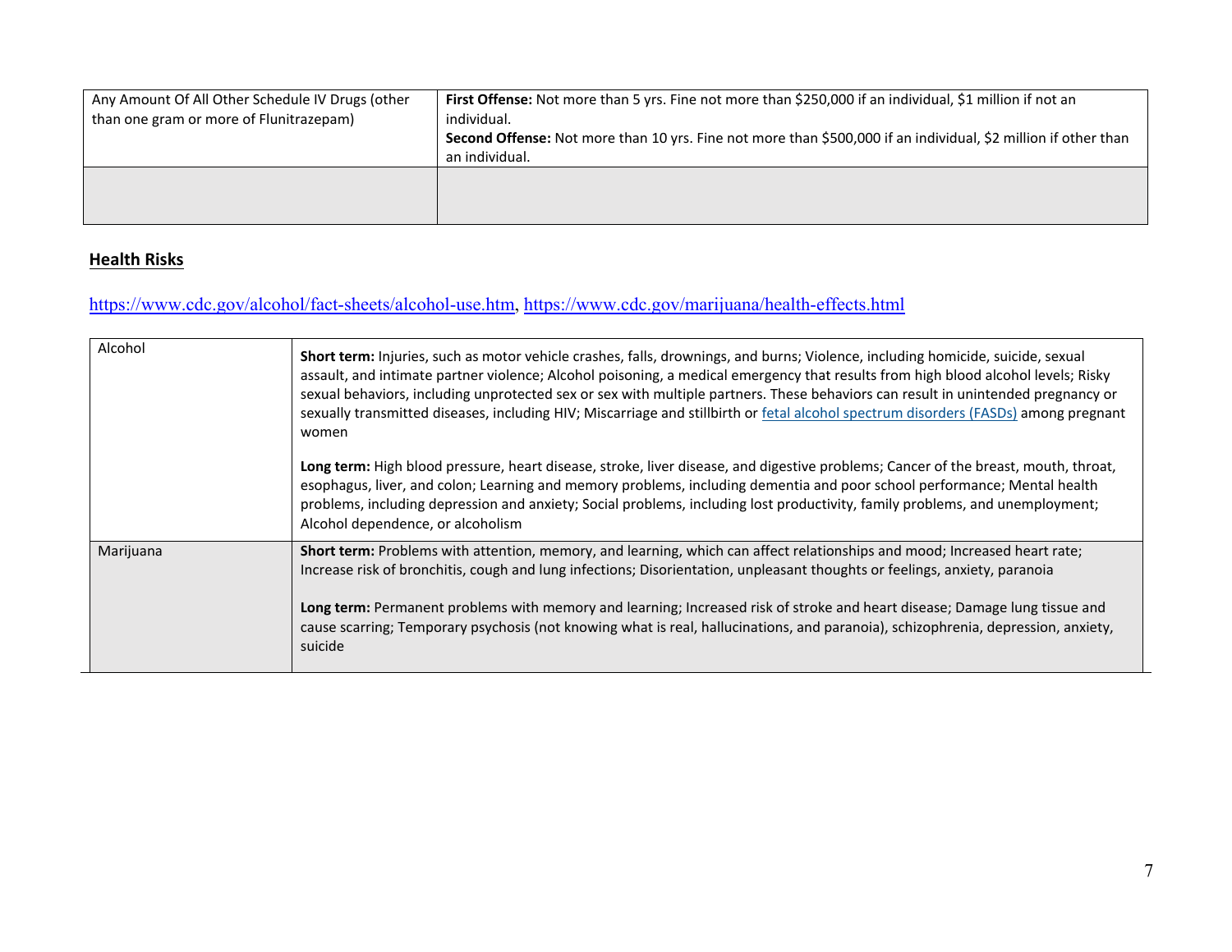| Any Amount Of All Other Schedule IV Drugs (other than one gram or more of Flunitrazepam) | **First Offense:** Not more than 5 yrs. Fine not more than $250,000 if an individual, $1 million if not an individual.<br>**Second Offense:** Not more than 10 yrs. Fine not more than $500,000 if an individual, $2 million if other than an individual. |
|---|---|
| | |

## Health Risks

[https://www.cdc.gov/alcohol/fact-sheets/alcohol-use.htm](https://www.cdc.gov/alcohol/fact-sheets/alcohol-use.htm), [https://www.cdc.gov/marijuana/health-effects.html](https://www.cdc.gov/marijuana/health-effects.html)

| Alcohol | **Short term:** Injuries, such as motor vehicle crashes, falls, drownings, and burns; Violence, including homicide, suicide, sexual assault, and intimate partner violence; Alcohol poisoning, a medical emergency that results from high blood alcohol levels; Risky sexual behaviors, including unprotected sex or sex with multiple partners. These behaviors can result in unintended pregnancy or sexually transmitted diseases, including HIV; Miscarriage and stillbirth or fetal alcohol spectrum disorders (FASDs) among pregnant women<br><br>**Long term:** High blood pressure, heart disease, stroke, liver disease, and digestive problems; Cancer of the breast, mouth, throat, esophagus, liver, and colon; Learning and memory problems, including dementia and poor school performance; Mental health problems, including depression and anxiety; Social problems, including lost productivity, family problems, and unemployment; Alcohol dependence, or alcoholism |
|---|---|
| Marijuana | **Short term:** Problems with attention, memory, and learning, which can affect relationships and mood; Increased heart rate; Increase risk of bronchitis, cough and lung infections; Disorientation, unpleasant thoughts or feelings, anxiety, paranoia<br><br>**Long term:** Permanent problems with memory and learning; Increased risk of stroke and heart disease; Damage lung tissue and cause scarring; Temporary psychosis (not knowing what is real, hallucinations, and paranoia), schizophrenia, depression, anxiety, suicide |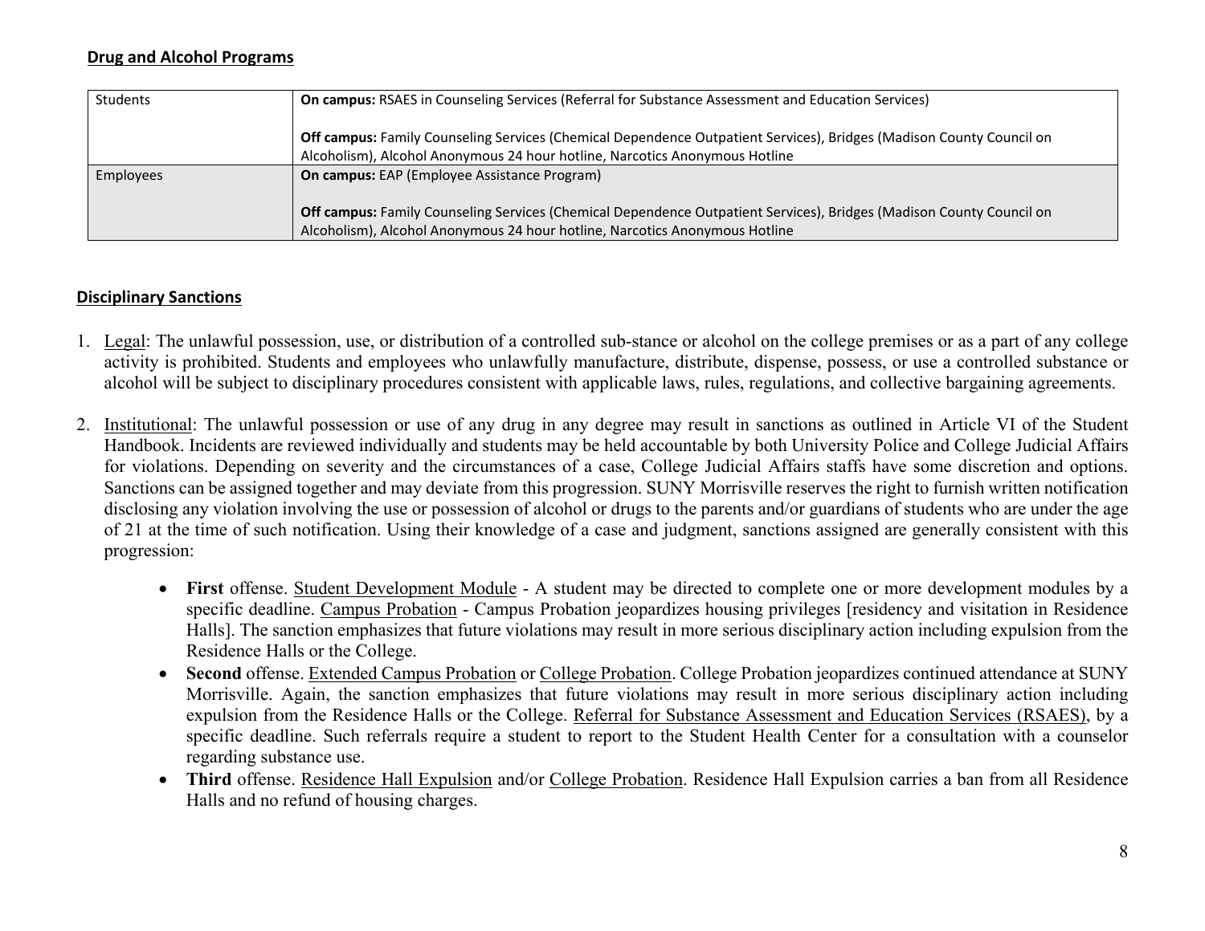**Drug and Alcohol Programs**

| | |
|---|---|
| Students | **On campus:** RSAES in Counseling Services (Referral for Substance Assessment and Education Services)<br><br>**Off campus:** Family Counseling Services (Chemical Dependence Outpatient Services), Bridges (Madison County Council on Alcoholism), Alcohol Anonymous 24 hour hotline, Narcotics Anonymous Hotline |
| Employees | **On campus:** EAP (Employee Assistance Program)<br><br>**Off campus:** Family Counseling Services (Chemical Dependence Outpatient Services), Bridges (Madison County Council on Alcoholism), Alcohol Anonymous 24 hour hotline, Narcotics Anonymous Hotline |

**Disciplinary Sanctions**

1. Legal: The unlawful possession, use, or distribution of a controlled sub-stance or alcohol on the college premises or as a part of any college activity is prohibited. Students and employees who unlawfully manufacture, distribute, dispense, possess, or use a controlled substance or alcohol will be subject to disciplinary procedures consistent with applicable laws, rules, regulations, and collective bargaining agreements.

2. Institutional: The unlawful possession or use of any drug in any degree may result in sanctions as outlined in Article VI of the Student Handbook. Incidents are reviewed individually and students may be held accountable by both University Police and College Judicial Affairs for violations. Depending on severity and the circumstances of a case, College Judicial Affairs staffs have some discretion and options. Sanctions can be assigned together and may deviate from this progression. SUNY Morrisville reserves the right to furnish written notification disclosing any violation involving the use or possession of alcohol or drugs to the parents and/or guardians of students who are under the age of 21 at the time of such notification. Using their knowledge of a case and judgment, sanctions assigned are generally consistent with this progression:

   - **First** offense. Student Development Module - A student may be directed to complete one or more development modules by a specific deadline. Campus Probation - Campus Probation jeopardizes housing privileges [residency and visitation in Residence Halls]. The sanction emphasizes that future violations may result in more serious disciplinary action including expulsion from the Residence Halls or the College.
   - **Second** offense. Extended Campus Probation or College Probation. College Probation jeopardizes continued attendance at SUNY Morrisville. Again, the sanction emphasizes that future violations may result in more serious disciplinary action including expulsion from the Residence Halls or the College. Referral for Substance Assessment and Education Services (RSAES), by a specific deadline. Such referrals require a student to report to the Student Health Center for a consultation with a counselor regarding substance use.
   - **Third** offense. Residence Hall Expulsion and/or College Probation. Residence Hall Expulsion carries a ban from all Residence Halls and no refund of housing charges.